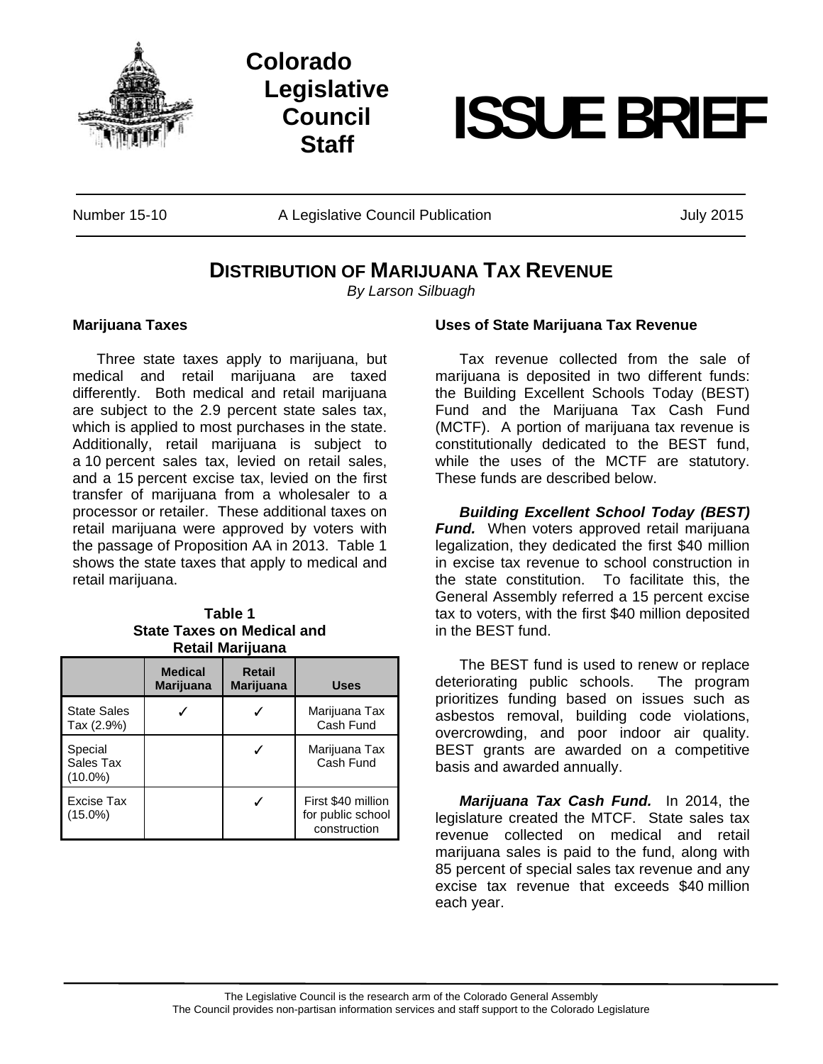# Colorado Legislative Council Staff

# ISSUE BRIEF

Number 15-10 | A Legislative Council Publication | July 2015

## DISTRIBUTION OF MARIJUANA TAX REVENUE

*By Larson Silbaugh*

### Marijuana Taxes

Three state taxes apply to marijuana, but medical and retail marijuana are taxed differently. Both medical and retail marijuana are subject to the 2.9 percent state sales tax, which is applied to most purchases in the state. Additionally, retail marijuana is subject to a 10 percent sales tax, levied on retail sales, and a 15 percent excise tax, levied on the first transfer of marijuana from a wholesaler to a processor or retailer. These additional taxes on retail marijuana were approved by voters with the passage of Proposition AA in 2013. Table 1 shows the state taxes that apply to medical and retail marijuana.

**Table 1**
**State Taxes on Medical and Retail Marijuana**

| | Medical Marijuana | Retail Marijuana | Uses |
|---|---|---|---|
| State Sales Tax (2.9%) | ✓ | ✓ | Marijuana Tax Cash Fund |
| Special Sales Tax (10.0%) | | ✓ | Marijuana Tax Cash Fund |
| Excise Tax (15.0%) | | ✓ | First $40 million for public school construction |

### Uses of State Marijuana Tax Revenue

Tax revenue collected from the sale of marijuana is deposited in two different funds: the Building Excellent Schools Today (BEST) Fund and the Marijuana Tax Cash Fund (MCTF). A portion of marijuana tax revenue is constitutionally dedicated to the BEST fund, while the uses of the MCTF are statutory. These funds are described below.

***Building Excellent School Today (BEST) Fund.*** When voters approved retail marijuana legalization, they dedicated the first $40 million in excise tax revenue to school construction in the state constitution. To facilitate this, the General Assembly referred a 15 percent excise tax to voters, with the first $40 million deposited in the BEST fund.

The BEST fund is used to renew or replace deteriorating public schools. The program prioritizes funding based on issues such as asbestos removal, building code violations, overcrowding, and poor indoor air quality. BEST grants are awarded on a competitive basis and awarded annually.

***Marijuana Tax Cash Fund.*** In 2014, the legislature created the MTCF. State sales tax revenue collected on medical and retail marijuana sales is paid to the fund, along with 85 percent of special sales tax revenue and any excise tax revenue that exceeds $40 million each year.

The Legislative Council is the research arm of the Colorado General Assembly
The Council provides non-partisan information services and staff support to the Colorado Legislature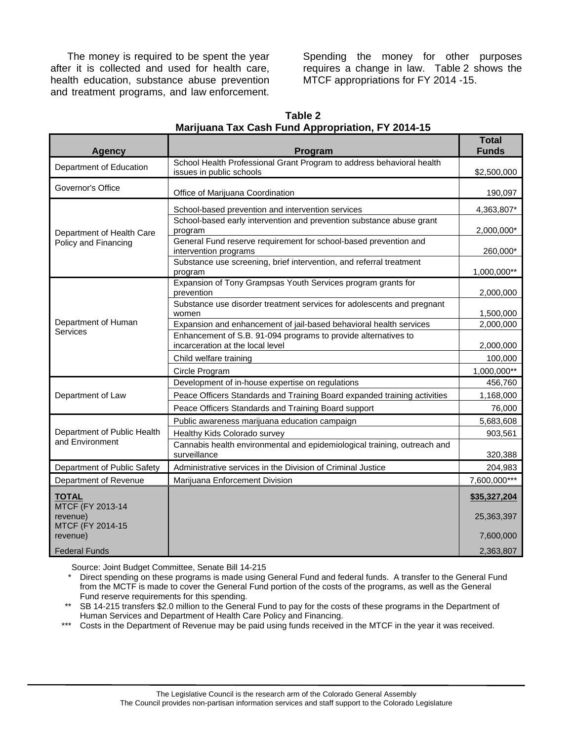The money is required to be spent the year after it is collected and used for health care, health education, substance abuse prevention and treatment programs, and law enforcement. Spending the money for other purposes requires a change in law. Table 2 shows the MTCF appropriations for FY 2014 -15.

**Table 2**
**Marijuana Tax Cash Fund Appropriation, FY 2014-15**

| Agency | Program | Total Funds |
|---|---|---|
| Department of Education | School Health Professional Grant Program to address behavioral health issues in public schools | $2,500,000 |
| Governor's Office | Office of Marijuana Coordination | 190,097 |
| Department of Health Care Policy and Financing | School-based prevention and intervention services | 4,363,807* |
| | School-based early intervention and prevention substance abuse grant program | 2,000,000* |
| | General Fund reserve requirement for school-based prevention and intervention programs | 260,000* |
| | Substance use screening, brief intervention, and referral treatment program | 1,000,000** |
| Department of Human Services | Expansion of Tony Grampsas Youth Services program grants for prevention | 2,000,000 |
| | Substance use disorder treatment services for adolescents and pregnant women | 1,500,000 |
| | Expansion and enhancement of jail-based behavioral health services | 2,000,000 |
| | Enhancement of S.B. 91-094 programs to provide alternatives to incarceration at the local level | 2,000,000 |
| | Child welfare training | 100,000 |
| | Circle Program | 1,000,000** |
| Department of Law | Development of in-house expertise on regulations | 456,760 |
| | Peace Officers Standards and Training Board expanded training activities | 1,168,000 |
| | Peace Officers Standards and Training Board support | 76,000 |
| Department of Public Health and Environment | Public awareness marijuana education campaign | 5,683,608 |
| | Healthy Kids Colorado survey | 903,561 |
| | Cannabis health environmental and epidemiological training, outreach and surveillance | 320,388 |
| Department of Public Safety | Administrative services in the Division of Criminal Justice | 204,983 |
| Department of Revenue | Marijuana Enforcement Division | 7,600,000*** |
| **TOTAL** | | **$35,327,204** |
| MTCF (FY 2013-14 revenue) | | 25,363,397 |
| MTCF (FY 2014-15 revenue) | | 7,600,000 |
| Federal Funds | | 2,363,807 |

Source: Joint Budget Committee, Senate Bill 14-215

\* Direct spending on these programs is made using General Fund and federal funds. A transfer to the General Fund from the MCTF is made to cover the General Fund portion of the costs of the programs, as well as the General Fund reserve requirements for this spending.

\*\* SB 14-215 transfers $2.0 million to the General Fund to pay for the costs of these programs in the Department of Human Services and Department of Health Care Policy and Financing.

\*\*\* Costs in the Department of Revenue may be paid using funds received in the MTCF in the year it was received.

The Legislative Council is the research arm of the Colorado General Assembly
The Council provides non-partisan information services and staff support to the Colorado Legislature